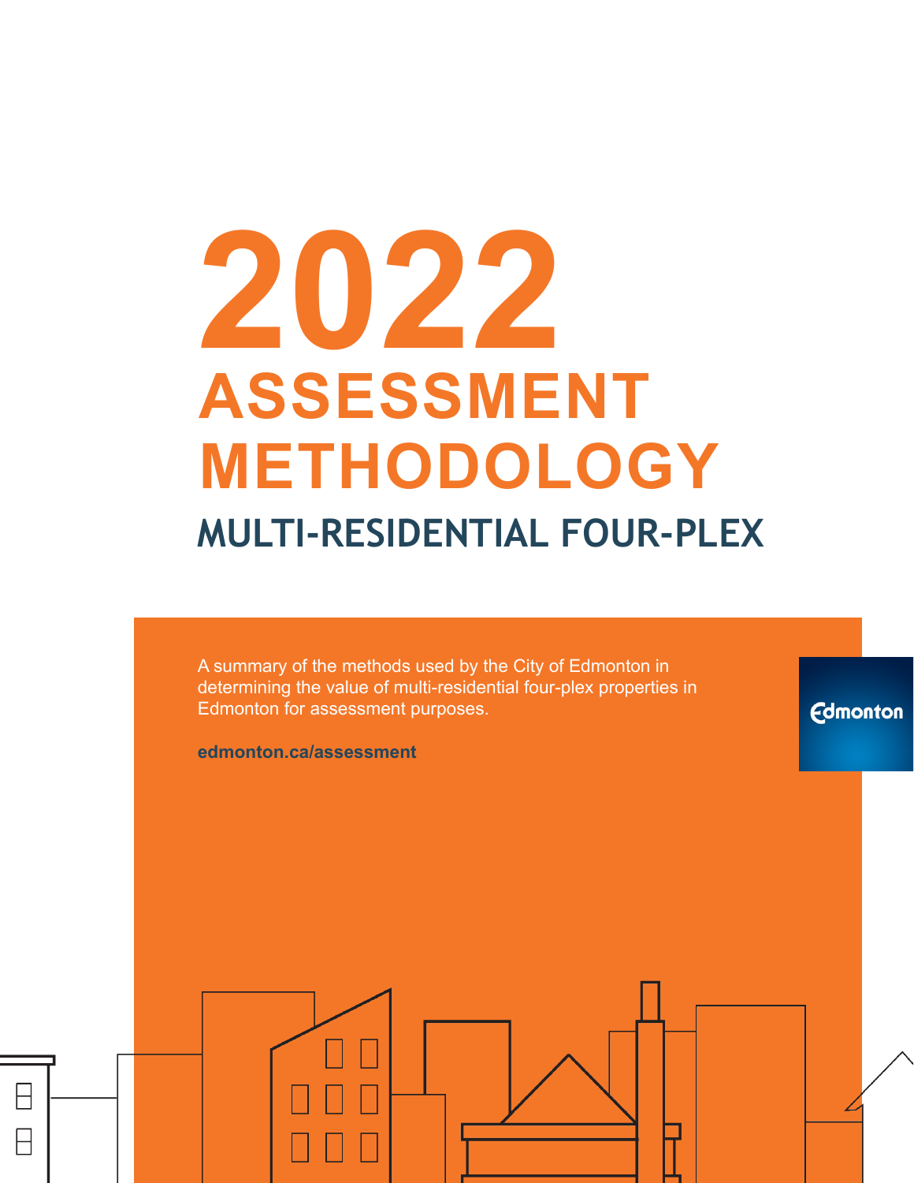# 2022 ASSESSMENT METHODOLOGY

## MULTI-RESIDENTIAL FOUR-PLEX

A summary of the methods used by the City of Edmonton in determining the value of multi-residential four-plex properties in Edmonton for assessment purposes.

**edmonton.ca/assessment**

Edmonton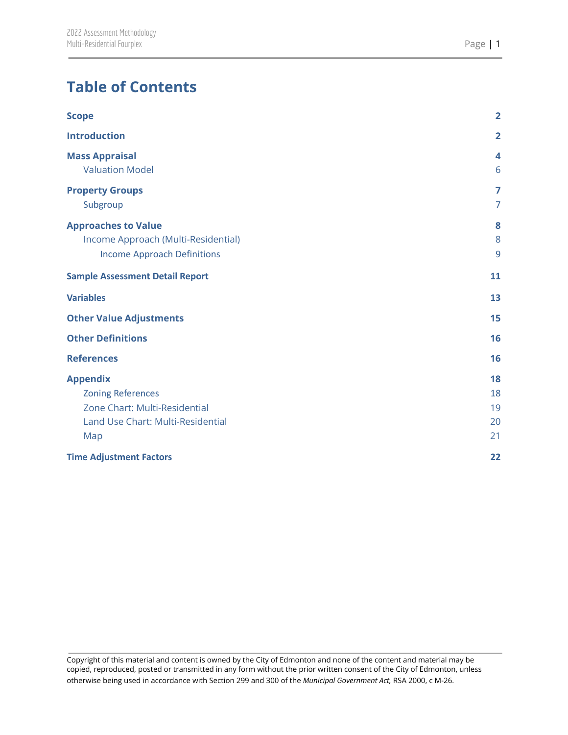# Table of Contents

| | |
|---|---|
| **Scope** | **2** |
| **Introduction** | **2** |
| **Mass Appraisal** | **4** |
| Valuation Model | 6 |
| **Property Groups** | **7** |
| Subgroup | 7 |
| **Approaches to Value** | **8** |
| Income Approach (Multi-Residential) | 8 |
| Income Approach Definitions | 9 |
| **Sample Assessment Detail Report** | **11** |
| **Variables** | **13** |
| **Other Value Adjustments** | **15** |
| **Other Definitions** | **16** |
| **References** | **16** |
| **Appendix** | **18** |
| Zoning References | 18 |
| Zone Chart: Multi-Residential | 19 |
| Land Use Chart: Multi-Residential | 20 |
| Map | 21 |
| **Time Adjustment Factors** | **22** |

Copyright of this material and content is owned by the City of Edmonton and none of the content and material may be copied, reproduced, posted or transmitted in any form without the prior written consent of the City of Edmonton, unless otherwise being used in accordance with Section 299 and 300 of the *Municipal Government Act,* RSA 2000, c M-26.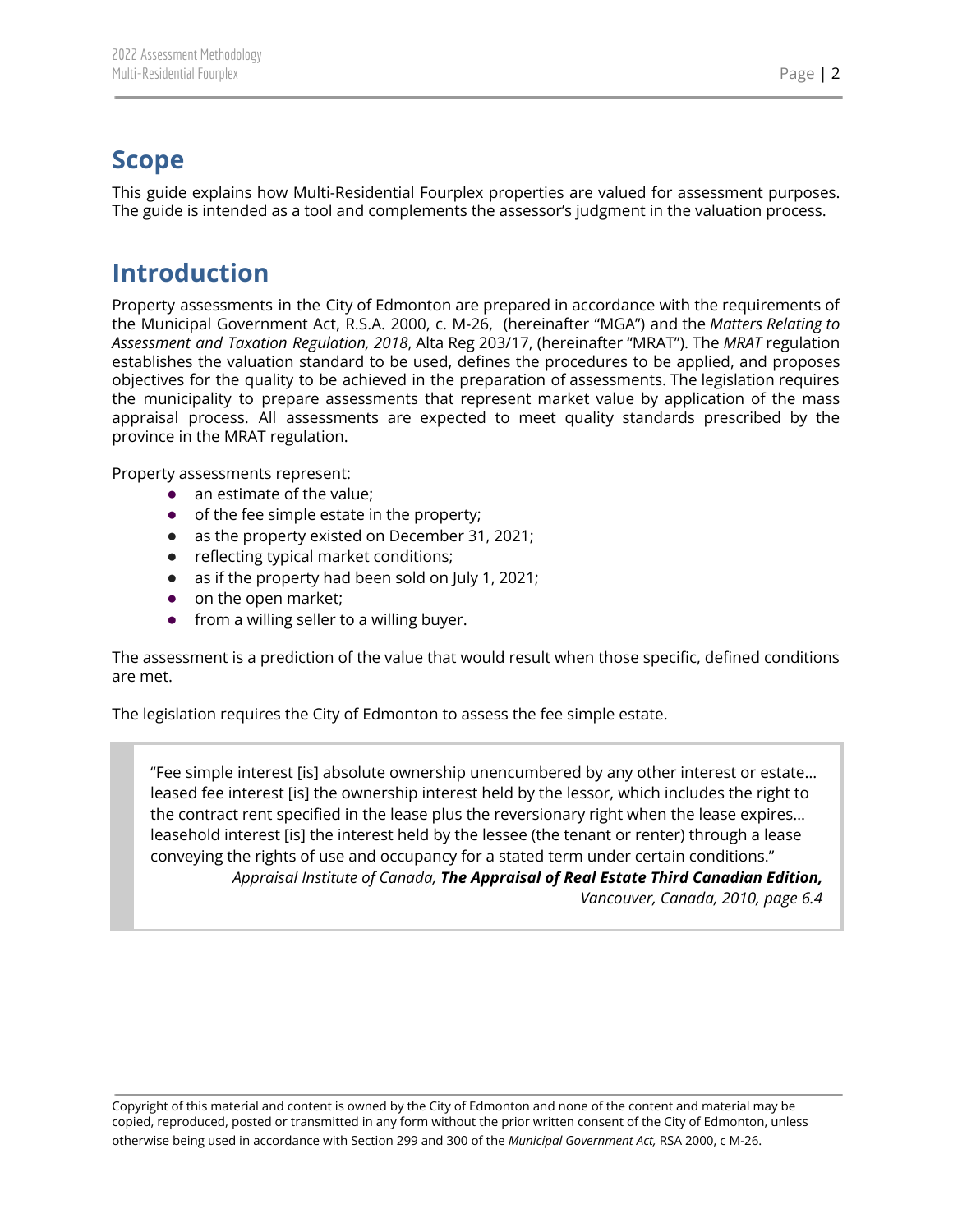## Scope

This guide explains how Multi-Residential Fourplex properties are valued for assessment purposes. The guide is intended as a tool and complements the assessor's judgment in the valuation process.

## Introduction

Property assessments in the City of Edmonton are prepared in accordance with the requirements of the Municipal Government Act, R.S.A. 2000, c. M-26, (hereinafter "MGA") and the *Matters Relating to Assessment and Taxation Regulation, 2018*, Alta Reg 203/17, (hereinafter "MRAT"). The *MRAT* regulation establishes the valuation standard to be used, defines the procedures to be applied, and proposes objectives for the quality to be achieved in the preparation of assessments. The legislation requires the municipality to prepare assessments that represent market value by application of the mass appraisal process. All assessments are expected to meet quality standards prescribed by the province in the MRAT regulation.

Property assessments represent:

- an estimate of the value;
- of the fee simple estate in the property;
- as the property existed on December 31, 2021;
- reflecting typical market conditions;
- as if the property had been sold on July 1, 2021;
- on the open market;
- from a willing seller to a willing buyer.

The assessment is a prediction of the value that would result when those specific, defined conditions are met.

The legislation requires the City of Edmonton to assess the fee simple estate.

> "Fee simple interest [is] absolute ownership unencumbered by any other interest or estate... leased fee interest [is] the ownership interest held by the lessor, which includes the right to the contract rent specified in the lease plus the reversionary right when the lease expires... leasehold interest [is] the interest held by the lessee (the tenant or renter) through a lease conveying the rights of use and occupancy for a stated term under certain conditions."
>
> *Appraisal Institute of Canada,* ***The Appraisal of Real Estate Third Canadian Edition,*** *Vancouver, Canada, 2010, page 6.4*

Copyright of this material and content is owned by the City of Edmonton and none of the content and material may be copied, reproduced, posted or transmitted in any form without the prior written consent of the City of Edmonton, unless otherwise being used in accordance with Section 299 and 300 of the *Municipal Government Act,* RSA 2000, c M-26.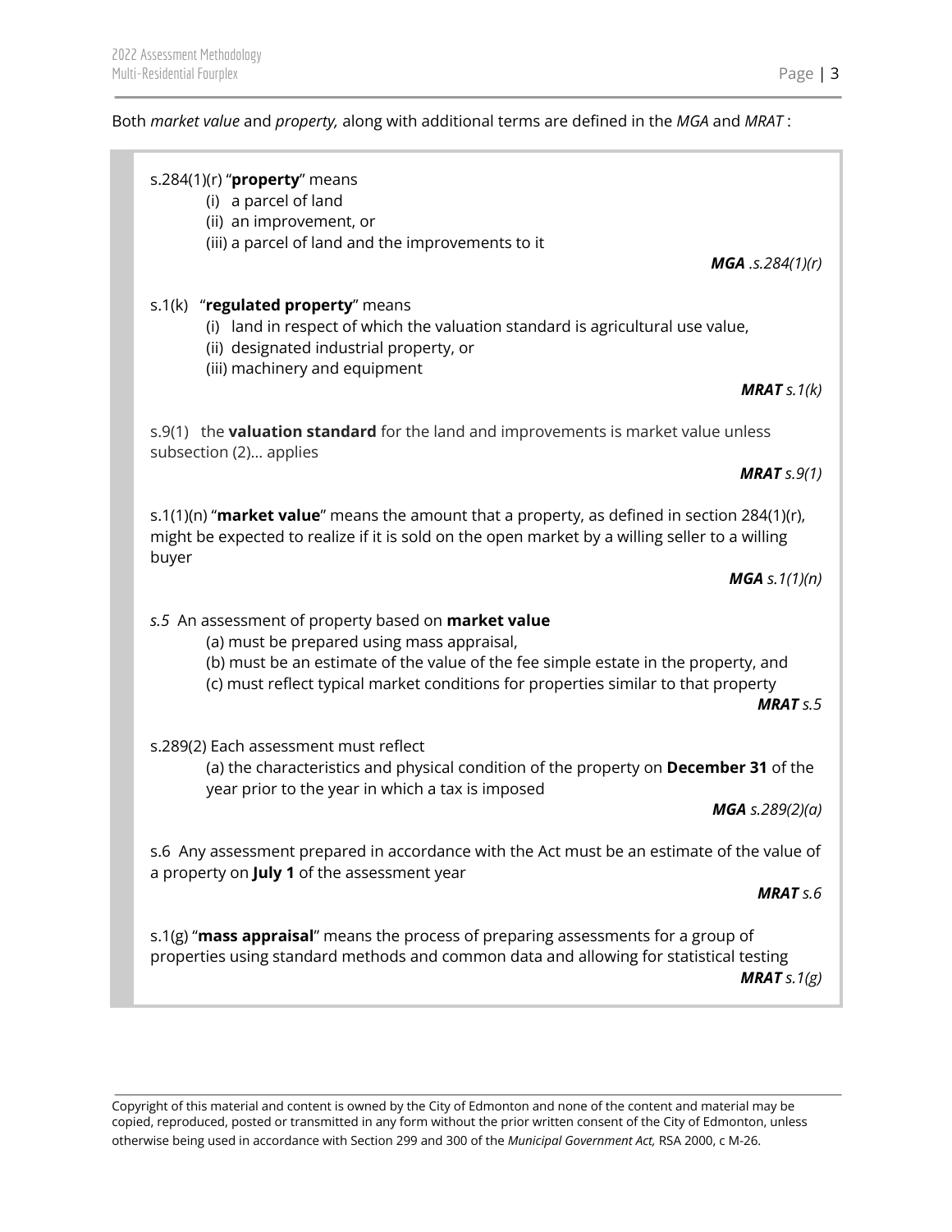Both *market value* and *property,* along with additional terms are defined in the *MGA* and *MRAT* :

s.284(1)(r) "**property**" means

(i) a parcel of land
(ii) an improvement, or
(iii) a parcel of land and the improvements to it

***MGA** .s.284(1)(r)*

s.1(k) "**regulated property**" means

(i) land in respect of which the valuation standard is agricultural use value,
(ii) designated industrial property, or
(iii) machinery and equipment

***MRAT** s.1(k)*

s.9(1) the **valuation standard** for the land and improvements is market value unless subsection (2)… applies

***MRAT** s.9(1)*

s.1(1)(n) "**market value**" means the amount that a property, as defined in section 284(1)(r), might be expected to realize if it is sold on the open market by a willing seller to a willing buyer

***MGA** s.1(1)(n)*

*s.5* An assessment of property based on **market value**

(a) must be prepared using mass appraisal,
(b) must be an estimate of the value of the fee simple estate in the property, and
(c) must reflect typical market conditions for properties similar to that property

***MRAT** s.5*

s.289(2) Each assessment must reflect

(a) the characteristics and physical condition of the property on **December 31** of the year prior to the year in which a tax is imposed

***MGA** s.289(2)(a)*

s.6 Any assessment prepared in accordance with the Act must be an estimate of the value of a property on **July 1** of the assessment year

***MRAT** s.6*

s.1(g) "**mass appraisal**" means the process of preparing assessments for a group of properties using standard methods and common data and allowing for statistical testing

***MRAT** s.1(g)*

Copyright of this material and content is owned by the City of Edmonton and none of the content and material may be copied, reproduced, posted or transmitted in any form without the prior written consent of the City of Edmonton, unless otherwise being used in accordance with Section 299 and 300 of the *Municipal Government Act,* RSA 2000, c M-26.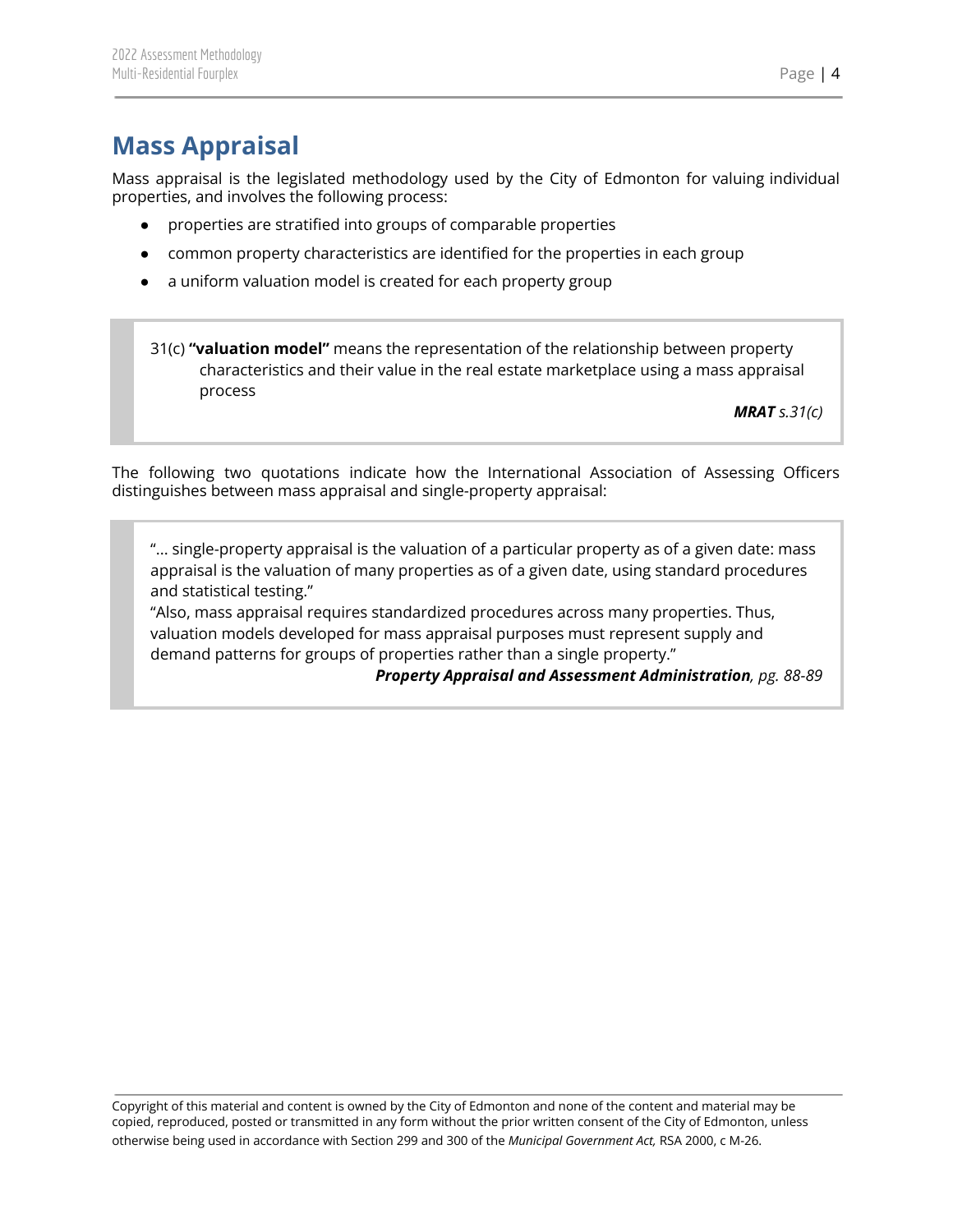# Mass Appraisal

Mass appraisal is the legislated methodology used by the City of Edmonton for valuing individual properties, and involves the following process:

- properties are stratified into groups of comparable properties
- common property characteristics are identified for the properties in each group
- a uniform valuation model is created for each property group

> 31(c) **"valuation model"** means the representation of the relationship between property characteristics and their value in the real estate marketplace using a mass appraisal process
>
> ***MRAT** s.31(c)*

The following two quotations indicate how the International Association of Assessing Officers distinguishes between mass appraisal and single-property appraisal:

> "... single-property appraisal is the valuation of a particular property as of a given date: mass appraisal is the valuation of many properties as of a given date, using standard procedures and statistical testing."
>
> "Also, mass appraisal requires standardized procedures across many properties. Thus, valuation models developed for mass appraisal purposes must represent supply and demand patterns for groups of properties rather than a single property."
>
> ***Property Appraisal and Assessment Administration**, pg. 88-89*

Copyright of this material and content is owned by the City of Edmonton and none of the content and material may be copied, reproduced, posted or transmitted in any form without the prior written consent of the City of Edmonton, unless otherwise being used in accordance with Section 299 and 300 of the *Municipal Government Act,* RSA 2000, c M-26.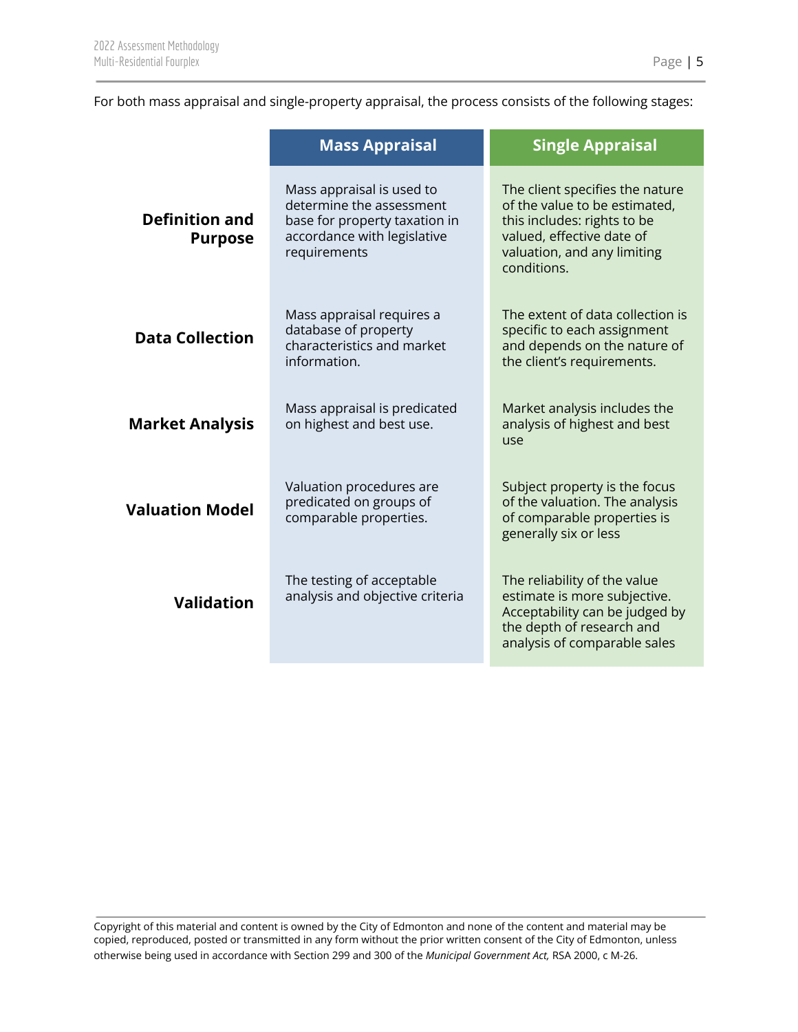For both mass appraisal and single-property appraisal, the process consists of the following stages:

| | Mass Appraisal | Single Appraisal |
|---|---|---|
| **Definition and Purpose** | Mass appraisal is used to determine the assessment base for property taxation in accordance with legislative requirements | The client specifies the nature of the value to be estimated, this includes: rights to be valued, effective date of valuation, and any limiting conditions. |
| **Data Collection** | Mass appraisal requires a database of property characteristics and market information. | The extent of data collection is specific to each assignment and depends on the nature of the client's requirements. |
| **Market Analysis** | Mass appraisal is predicated on highest and best use. | Market analysis includes the analysis of highest and best use |
| **Valuation Model** | Valuation procedures are predicated on groups of comparable properties. | Subject property is the focus of the valuation. The analysis of comparable properties is generally six or less |
| **Validation** | The testing of acceptable analysis and objective criteria | The reliability of the value estimate is more subjective. Acceptability can be judged by the depth of research and analysis of comparable sales |

Copyright of this material and content is owned by the City of Edmonton and none of the content and material may be copied, reproduced, posted or transmitted in any form without the prior written consent of the City of Edmonton, unless otherwise being used in accordance with Section 299 and 300 of the *Municipal Government Act,* RSA 2000, c M-26.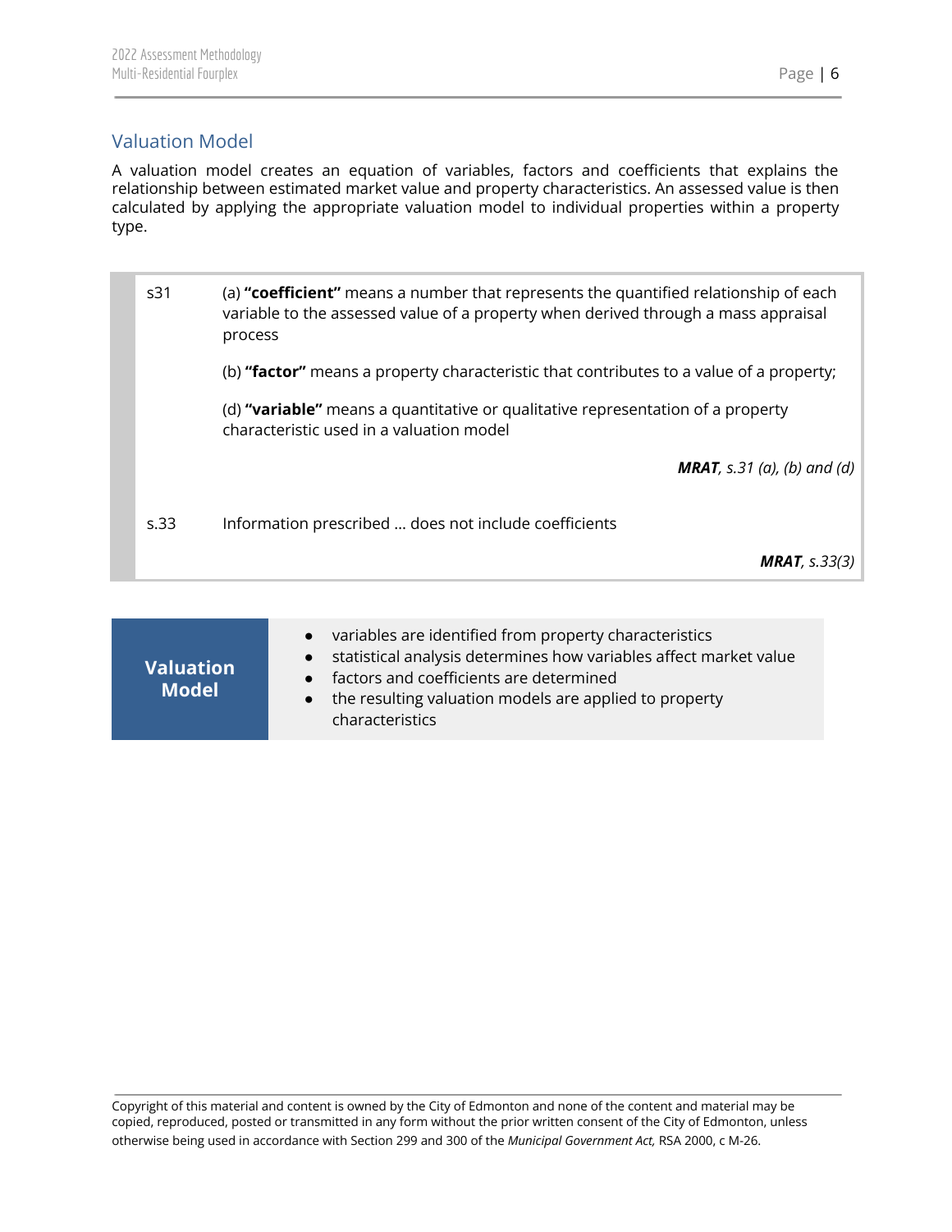## Valuation Model

A valuation model creates an equation of variables, factors and coefficients that explains the relationship between estimated market value and property characteristics. An assessed value is then calculated by applying the appropriate valuation model to individual properties within a property type.

| | |
|---|---|
| s31 | (a) **"coefficient"** means a number that represents the quantified relationship of each variable to the assessed value of a property when derived through a mass appraisal process<br><br>(b) **"factor"** means a property characteristic that contributes to a value of a property;<br><br>(d) **"variable"** means a quantitative or qualitative representation of a property characteristic used in a valuation model<br><br>***MRAT**, s.31 (a), (b) and (d)* |
| s.33 | Information prescribed ... does not include coefficients<br><br>***MRAT**, s.33(3)* |

| **Valuation Model** | |
|---|---|
| | • variables are identified from property characteristics<br>• statistical analysis determines how variables affect market value<br>• factors and coefficients are determined<br>• the resulting valuation models are applied to property characteristics |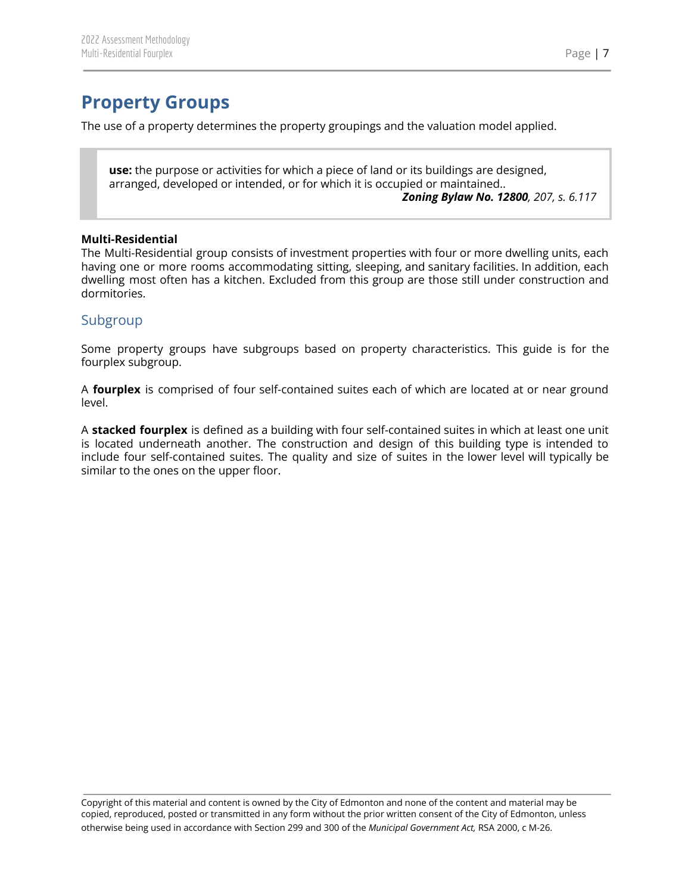# Property Groups

The use of a property determines the property groupings and the valuation model applied.

> **use:** the purpose or activities for which a piece of land or its buildings are designed, arranged, developed or intended, or for which it is occupied or maintained..
>
> ***Zoning Bylaw No. 12800**, 207, s. 6.117*

**Multi-Residential**

The Multi-Residential group consists of investment properties with four or more dwelling units, each having one or more rooms accommodating sitting, sleeping, and sanitary facilities. In addition, each dwelling most often has a kitchen. Excluded from this group are those still under construction and dormitories.

## Subgroup

Some property groups have subgroups based on property characteristics. This guide is for the fourplex subgroup.

A **fourplex** is comprised of four self-contained suites each of which are located at or near ground level.

A **stacked fourplex** is defined as a building with four self-contained suites in which at least one unit is located underneath another. The construction and design of this building type is intended to include four self-contained suites. The quality and size of suites in the lower level will typically be similar to the ones on the upper floor.

Copyright of this material and content is owned by the City of Edmonton and none of the content and material may be copied, reproduced, posted or transmitted in any form without the prior written consent of the City of Edmonton, unless otherwise being used in accordance with Section 299 and 300 of the *Municipal Government Act,* RSA 2000, c M-26.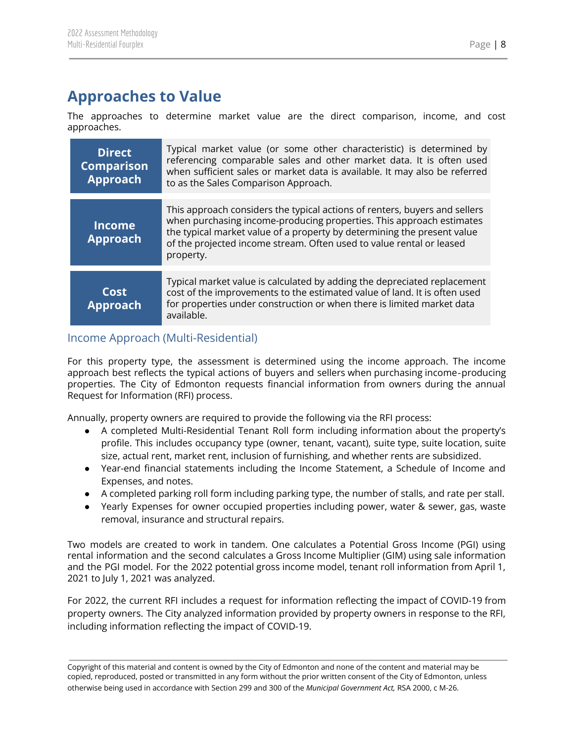## Approaches to Value

The approaches to determine market value are the direct comparison, income, and cost approaches.

| | |
|---|---|
| **Direct Comparison Approach** | Typical market value (or some other characteristic) is determined by referencing comparable sales and other market data. It is often used when sufficient sales or market data is available. It may also be referred to as the Sales Comparison Approach. |
| **Income Approach** | This approach considers the typical actions of renters, buyers and sellers when purchasing income-producing properties. This approach estimates the typical market value of a property by determining the present value of the projected income stream. Often used to value rental or leased property. |
| **Cost Approach** | Typical market value is calculated by adding the depreciated replacement cost of the improvements to the estimated value of land. It is often used for properties under construction or when there is limited market data available. |

### Income Approach (Multi-Residential)

For this property type, the assessment is determined using the income approach. The income approach best reflects the typical actions of buyers and sellers when purchasing income-producing properties. The City of Edmonton requests financial information from owners during the annual Request for Information (RFI) process.

Annually, property owners are required to provide the following via the RFI process:

- A completed Multi-Residential Tenant Roll form including information about the property's profile. This includes occupancy type (owner, tenant, vacant), suite type, suite location, suite size, actual rent, market rent, inclusion of furnishing, and whether rents are subsidized.
- Year-end financial statements including the Income Statement, a Schedule of Income and Expenses, and notes.
- A completed parking roll form including parking type, the number of stalls, and rate per stall.
- Yearly Expenses for owner occupied properties including power, water & sewer, gas, waste removal, insurance and structural repairs.

Two models are created to work in tandem. One calculates a Potential Gross Income (PGI) using rental information and the second calculates a Gross Income Multiplier (GIM) using sale information and the PGI model. For the 2022 potential gross income model, tenant roll information from April 1, 2021 to July 1, 2021 was analyzed.

For 2022, the current RFI includes a request for information reflecting the impact of COVID-19 from property owners. The City analyzed information provided by property owners in response to the RFI, including information reflecting the impact of COVID-19.

Copyright of this material and content is owned by the City of Edmonton and none of the content and material may be copied, reproduced, posted or transmitted in any form without the prior written consent of the City of Edmonton, unless otherwise being used in accordance with Section 299 and 300 of the *Municipal Government Act,* RSA 2000, c M-26.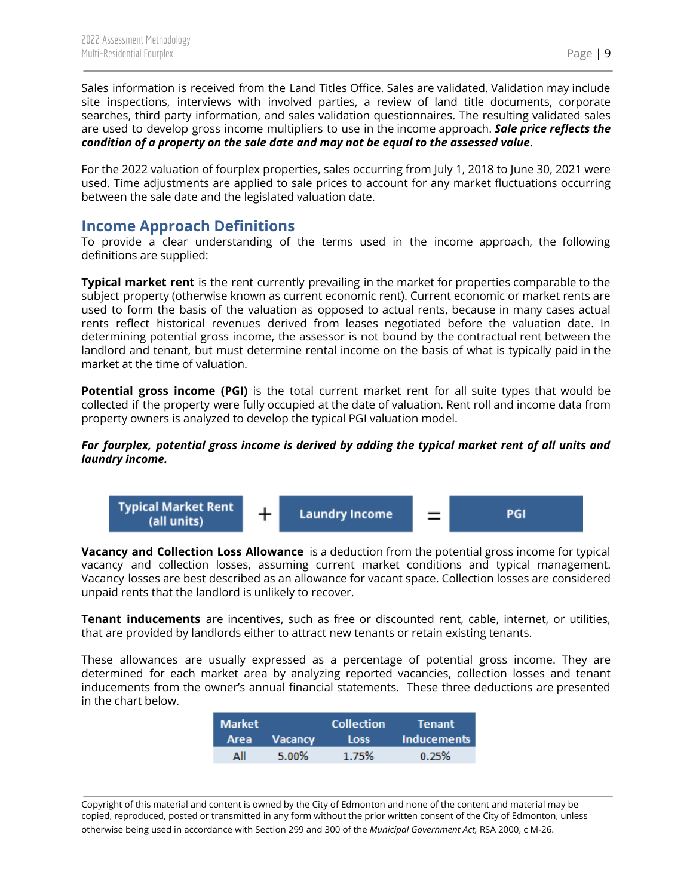Sales information is received from the Land Titles Office. Sales are validated. Validation may include site inspections, interviews with involved parties, a review of land title documents, corporate searches, third party information, and sales validation questionnaires. The resulting validated sales are used to develop gross income multipliers to use in the income approach. ***Sale price reflects the condition of a property on the sale date and may not be equal to the assessed value***.

For the 2022 valuation of fourplex properties, sales occurring from July 1, 2018 to June 30, 2021 were used. Time adjustments are applied to sale prices to account for any market fluctuations occurring between the sale date and the legislated valuation date.

## Income Approach Definitions

To provide a clear understanding of the terms used in the income approach, the following definitions are supplied:

**Typical market rent** is the rent currently prevailing in the market for properties comparable to the subject property (otherwise known as current economic rent). Current economic or market rents are used to form the basis of the valuation as opposed to actual rents, because in many cases actual rents reflect historical revenues derived from leases negotiated before the valuation date. In determining potential gross income, the assessor is not bound by the contractual rent between the landlord and tenant, but must determine rental income on the basis of what is typically paid in the market at the time of valuation.

**Potential gross income (PGI)** is the total current market rent for all suite types that would be collected if the property were fully occupied at the date of valuation. Rent roll and income data from property owners is analyzed to develop the typical PGI valuation model.

***For fourplex, potential gross income is derived by adding the typical market rent of all units and laundry income.***

**Typical Market Rent (all units)** + **Laundry Income** = **PGI**

**Vacancy and Collection Loss Allowance** is a deduction from the potential gross income for typical vacancy and collection losses, assuming current market conditions and typical management. Vacancy losses are best described as an allowance for vacant space. Collection losses are considered unpaid rents that the landlord is unlikely to recover.

**Tenant inducements** are incentives, such as free or discounted rent, cable, internet, or utilities, that are provided by landlords either to attract new tenants or retain existing tenants.

These allowances are usually expressed as a percentage of potential gross income. They are determined for each market area by analyzing reported vacancies, collection losses and tenant inducements from the owner's annual financial statements. These three deductions are presented in the chart below.

| Market Area | Vacancy | Collection Loss | Tenant Inducements |
|---|---|---|---|
| All | 5.00% | 1.75% | 0.25% |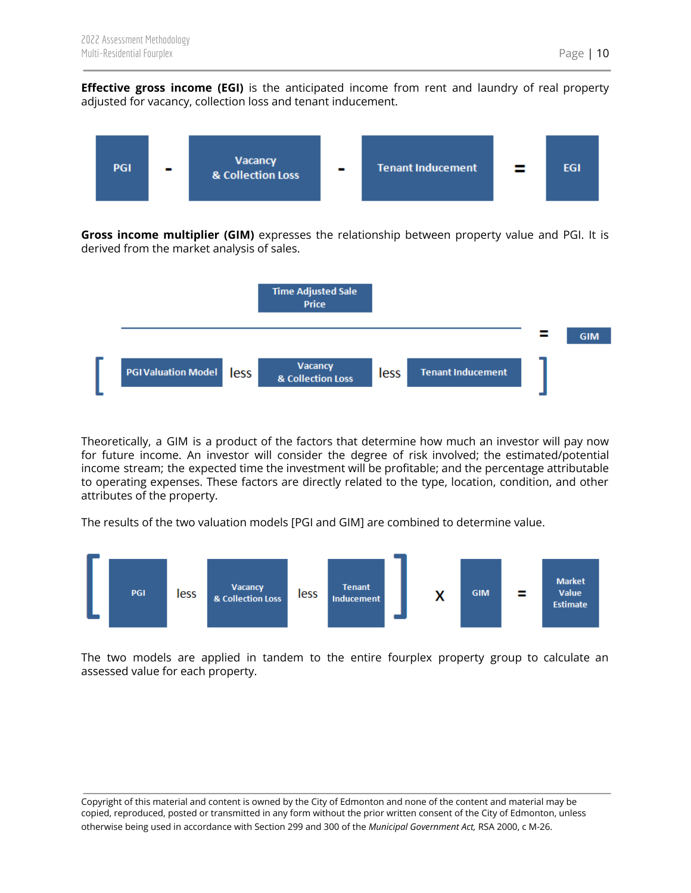**Effective gross income (EGI)** is the anticipated income from rent and laundry of real property adjusted for vacancy, collection loss and tenant inducement.

PGI - Vacancy & Collection Loss - Tenant Inducement = EGI

**Gross income multiplier (GIM)** expresses the relationship between property value and PGI. It is derived from the market analysis of sales.

$$\frac{\text{Time Adjusted Sale Price}}{[\text{PGI Valuation Model less Vacancy \& Collection Loss less Tenant Inducement}]} = \text{GIM}$$

Theoretically, a GIM is a product of the factors that determine how much an investor will pay now for future income. An investor will consider the degree of risk involved; the estimated/potential income stream; the expected time the investment will be profitable; and the percentage attributable to operating expenses. These factors are directly related to the type, location, condition, and other attributes of the property.

The results of the two valuation models [PGI and GIM] are combined to determine value.

[ PGI less Vacancy & Collection Loss less Tenant Inducement ] X GIM = Market Value Estimate

The two models are applied in tandem to the entire fourplex property group to calculate an assessed value for each property.

Copyright of this material and content is owned by the City of Edmonton and none of the content and material may be copied, reproduced, posted or transmitted in any form without the prior written consent of the City of Edmonton, unless otherwise being used in accordance with Section 299 and 300 of the *Municipal Government Act,* RSA 2000, c M-26.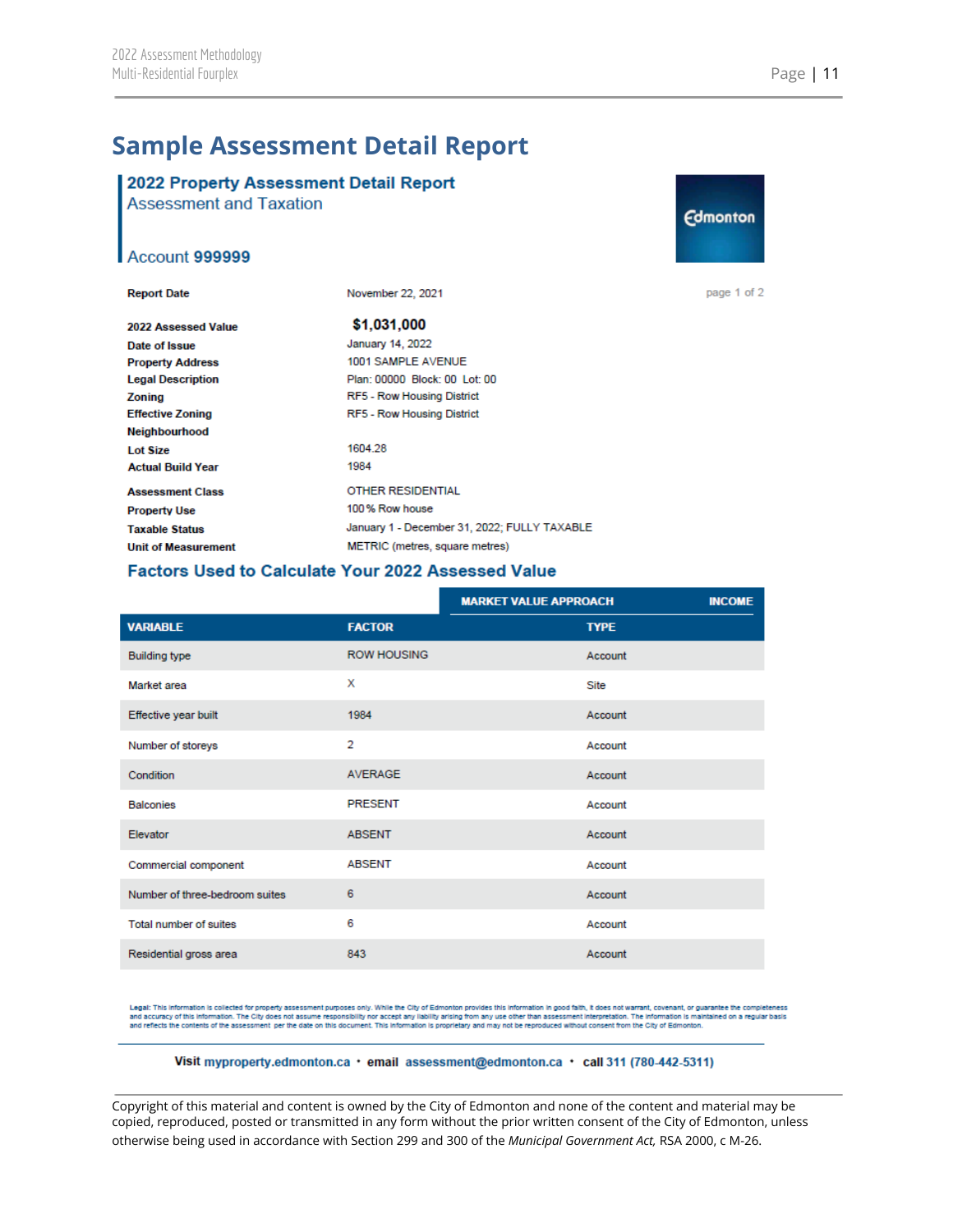# Sample Assessment Detail Report

## 2022 Property Assessment Detail Report

Assessment and Taxation

Account **999999**

Edmonton

page 1 of 2

| | |
|---|---|
| **Report Date** | November 22, 2021 |
| **2022 Assessed Value** | **$1,031,000** |
| **Date of Issue** | January 14, 2022 |
| **Property Address** | 1001 SAMPLE AVENUE |
| **Legal Description** | Plan: 00000 Block: 00 Lot: 00 |
| **Zoning** | RF5 - Row Housing District |
| **Effective Zoning** | RF5 - Row Housing District |
| **Neighbourhood** | |
| **Lot Size** | 1604.28 |
| **Actual Build Year** | 1984 |
| **Assessment Class** | OTHER RESIDENTIAL |
| **Property Use** | 100 % Row house |
| **Taxable Status** | January 1 - December 31, 2022; FULLY TAXABLE |
| **Unit of Measurement** | METRIC (metres, square metres) |

### Factors Used to Calculate Your 2022 Assessed Value

| | | MARKET VALUE APPROACH INCOME |
|---|---|---|
| **VARIABLE** | **FACTOR** | **TYPE** |
| Building type | ROW HOUSING | Account |
| Market area | X | Site |
| Effective year built | 1984 | Account |
| Number of storeys | 2 | Account |
| Condition | AVERAGE | Account |
| Balconies | PRESENT | Account |
| Elevator | ABSENT | Account |
| Commercial component | ABSENT | Account |
| Number of three-bedroom suites | 6 | Account |
| Total number of suites | 6 | Account |
| Residential gross area | 843 | Account |

Legal: This information is collected for property assessment purposes only. While the City of Edmonton provides this information in good faith, it does not warrant, covenant, or guarantee the completeness and accuracy of this information. The City does not assume responsibility nor accept any liability arising from any use other than assessment interpretation. The information is maintained on a regular basis and reflects the contents of the assessment per the date on this document. This information is proprietary and may not be reproduced without consent from the City of Edmonton.

**Visit** myproperty.edmonton.ca • **email** assessment@edmonton.ca • **call** 311 (780-442-5311)

Copyright of this material and content is owned by the City of Edmonton and none of the content and material may be copied, reproduced, posted or transmitted in any form without the prior written consent of the City of Edmonton, unless otherwise being used in accordance with Section 299 and 300 of the *Municipal Government Act,* RSA 2000, c M-26.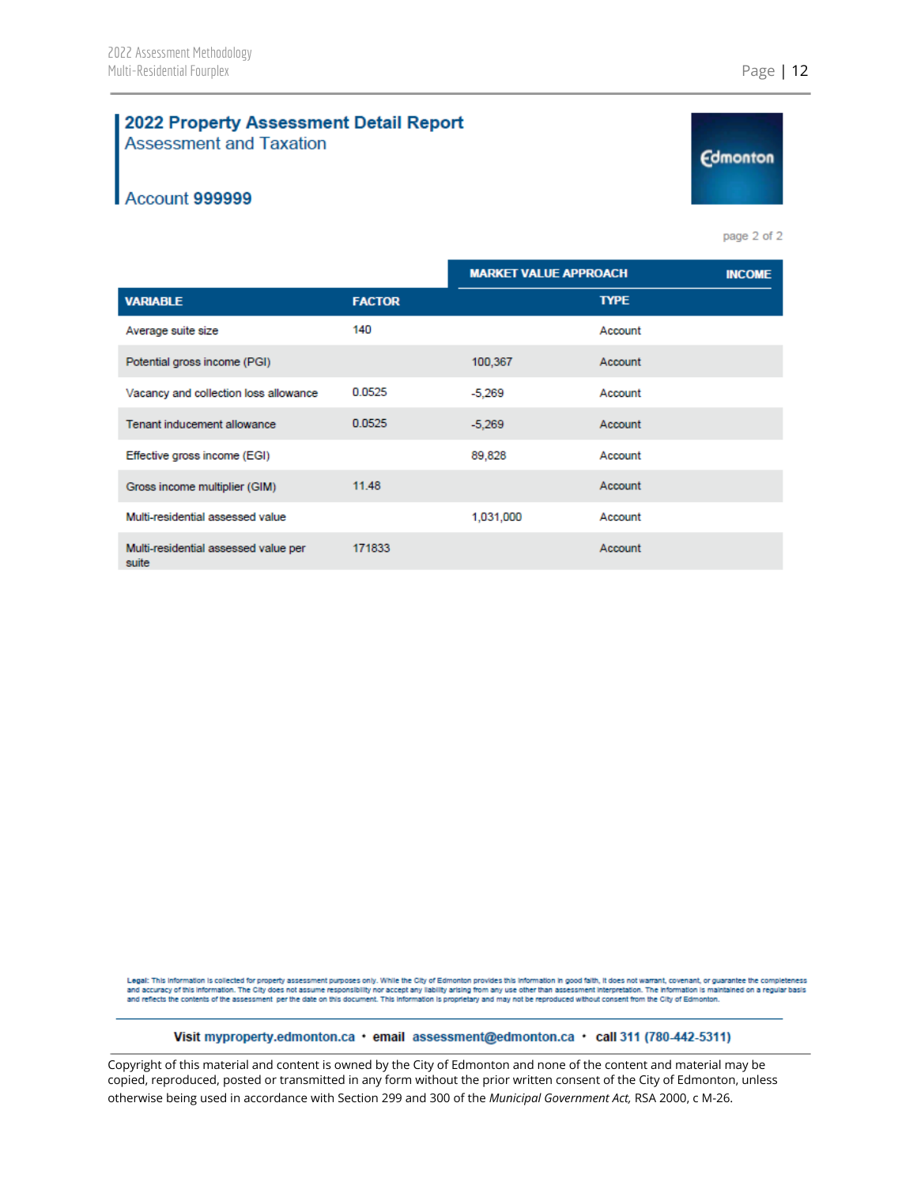## 2022 Property Assessment Detail Report

Assessment and Taxation

Account **999999**

Edmonton

page 2 of 2

| | | MARKET VALUE APPROACH | INCOME |
|---|---|---|---|
| **VARIABLE** | **FACTOR** | | **TYPE** |
| Average suite size | 140 | | Account |
| Potential gross income (PGI) | | 100,367 | Account |
| Vacancy and collection loss allowance | 0.0525 | -5,269 | Account |
| Tenant inducement allowance | 0.0525 | -5,269 | Account |
| Effective gross income (EGI) | | 89,828 | Account |
| Gross income multiplier (GIM) | 11.48 | | Account |
| Multi-residential assessed value | | 1,031,000 | Account |
| Multi-residential assessed value per suite | 171833 | | Account |

Legal: This information is collected for property assessment purposes only. While the City of Edmonton provides this information in good faith, it does not warrant, covenant, or guarantee the completeness and accuracy of this information. The City does not assume responsibility nor accept any liability arising from any use other than assessment interpretation. The information is maintained on a regular basis and reflects the contents of the assessment per the date on this document. This information is proprietary and may not be reproduced without consent from the City of Edmonton.

**Visit myproperty.edmonton.ca • email assessment@edmonton.ca • call 311 (780-442-5311)**

Copyright of this material and content is owned by the City of Edmonton and none of the content and material may be copied, reproduced, posted or transmitted in any form without the prior written consent of the City of Edmonton, unless otherwise being used in accordance with Section 299 and 300 of the *Municipal Government Act,* RSA 2000, c M-26.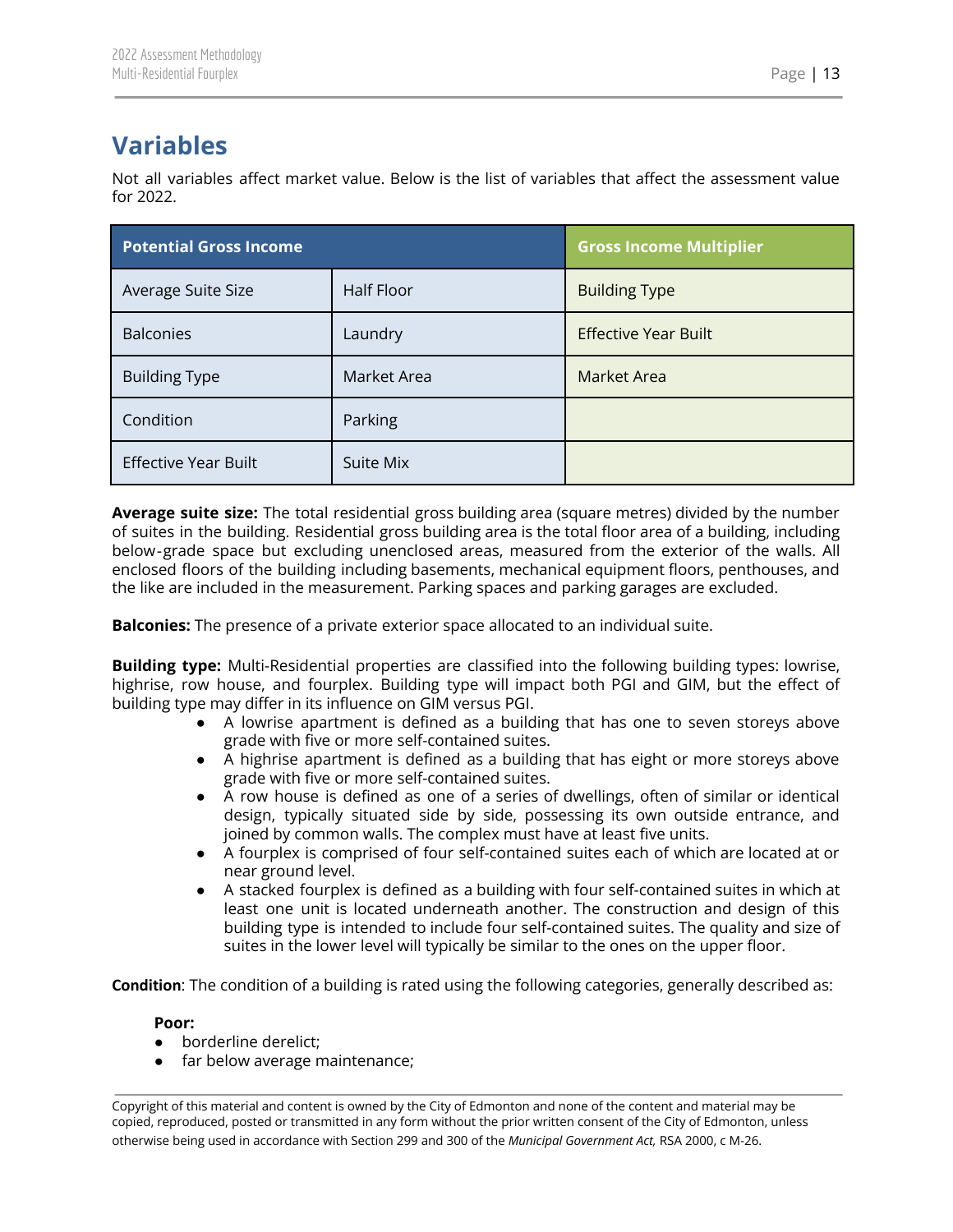## Variables

Not all variables affect market value. Below is the list of variables that affect the assessment value for 2022.

| Potential Gross Income | | Gross Income Multiplier |
|---|---|---|
| Average Suite Size | Half Floor | Building Type |
| Balconies | Laundry | Effective Year Built |
| Building Type | Market Area | Market Area |
| Condition | Parking | |
| Effective Year Built | Suite Mix | |

**Average suite size:** The total residential gross building area (square metres) divided by the number of suites in the building. Residential gross building area is the total floor area of a building, including below-grade space but excluding unenclosed areas, measured from the exterior of the walls. All enclosed floors of the building including basements, mechanical equipment floors, penthouses, and the like are included in the measurement. Parking spaces and parking garages are excluded.

**Balconies:** The presence of a private exterior space allocated to an individual suite.

**Building type:** Multi-Residential properties are classified into the following building types: lowrise, highrise, row house, and fourplex. Building type will impact both PGI and GIM, but the effect of building type may differ in its influence on GIM versus PGI.

- A lowrise apartment is defined as a building that has one to seven storeys above grade with five or more self-contained suites.
- A highrise apartment is defined as a building that has eight or more storeys above grade with five or more self-contained suites.
- A row house is defined as one of a series of dwellings, often of similar or identical design, typically situated side by side, possessing its own outside entrance, and joined by common walls. The complex must have at least five units.
- A fourplex is comprised of four self-contained suites each of which are located at or near ground level.
- A stacked fourplex is defined as a building with four self-contained suites in which at least one unit is located underneath another. The construction and design of this building type is intended to include four self-contained suites. The quality and size of suites in the lower level will typically be similar to the ones on the upper floor.

**Condition**: The condition of a building is rated using the following categories, generally described as:

**Poor:**

- borderline derelict;
- far below average maintenance;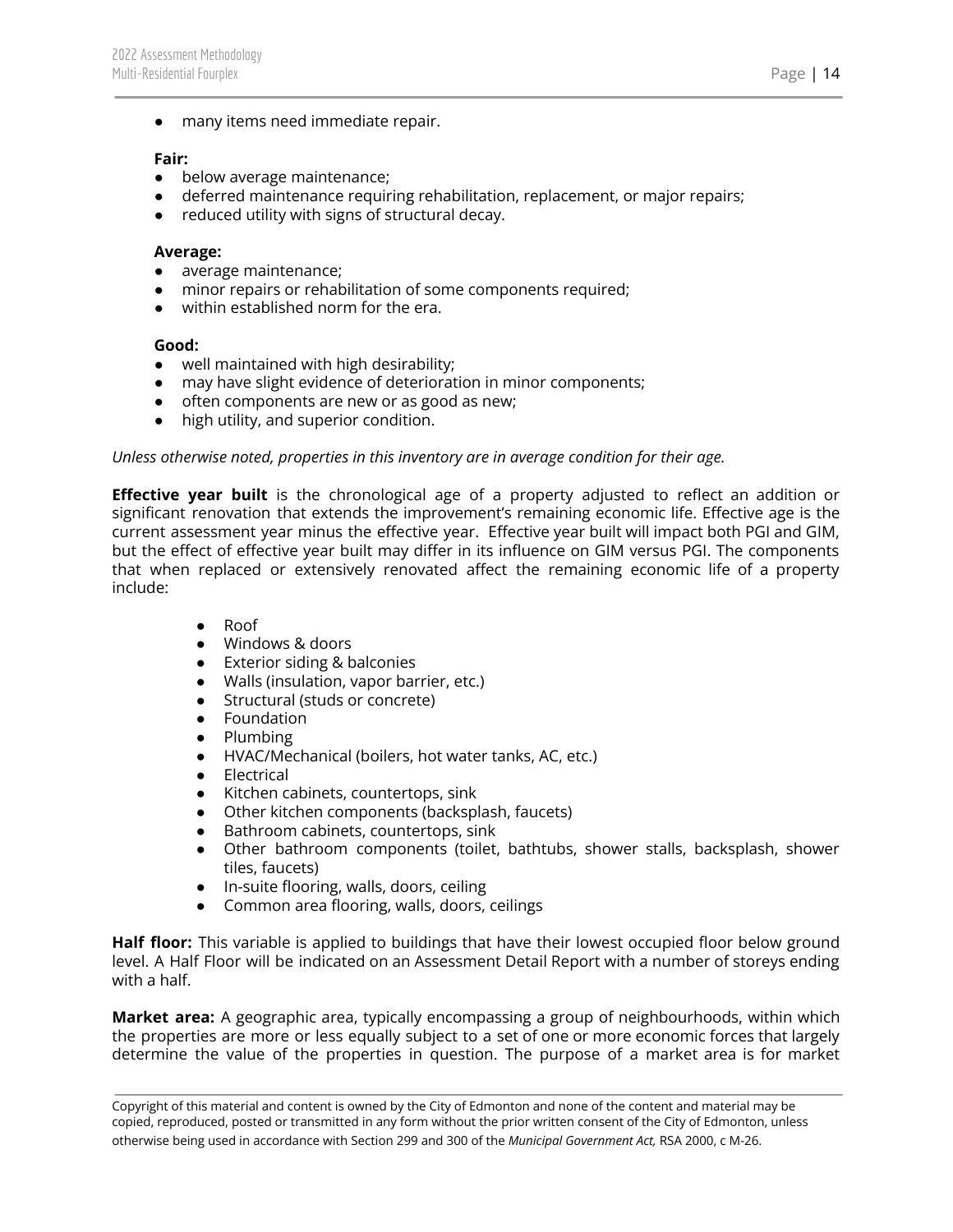- many items need immediate repair.

**Fair:**
- below average maintenance;
- deferred maintenance requiring rehabilitation, replacement, or major repairs;
- reduced utility with signs of structural decay.

**Average:**
- average maintenance;
- minor repairs or rehabilitation of some components required;
- within established norm for the era.

**Good:**
- well maintained with high desirability;
- may have slight evidence of deterioration in minor components;
- often components are new or as good as new;
- high utility, and superior condition.

*Unless otherwise noted, properties in this inventory are in average condition for their age.*

**Effective year built** is the chronological age of a property adjusted to reflect an addition or significant renovation that extends the improvement's remaining economic life. Effective age is the current assessment year minus the effective year. Effective year built will impact both PGI and GIM, but the effect of effective year built may differ in its influence on GIM versus PGI. The components that when replaced or extensively renovated affect the remaining economic life of a property include:

- Roof
- Windows & doors
- Exterior siding & balconies
- Walls (insulation, vapor barrier, etc.)
- Structural (studs or concrete)
- Foundation
- Plumbing
- HVAC/Mechanical (boilers, hot water tanks, AC, etc.)
- Electrical
- Kitchen cabinets, countertops, sink
- Other kitchen components (backsplash, faucets)
- Bathroom cabinets, countertops, sink
- Other bathroom components (toilet, bathtubs, shower stalls, backsplash, shower tiles, faucets)
- In-suite flooring, walls, doors, ceiling
- Common area flooring, walls, doors, ceilings

**Half floor:** This variable is applied to buildings that have their lowest occupied floor below ground level. A Half Floor will be indicated on an Assessment Detail Report with a number of storeys ending with a half.

**Market area:** A geographic area, typically encompassing a group of neighbourhoods, within which the properties are more or less equally subject to a set of one or more economic forces that largely determine the value of the properties in question. The purpose of a market area is for market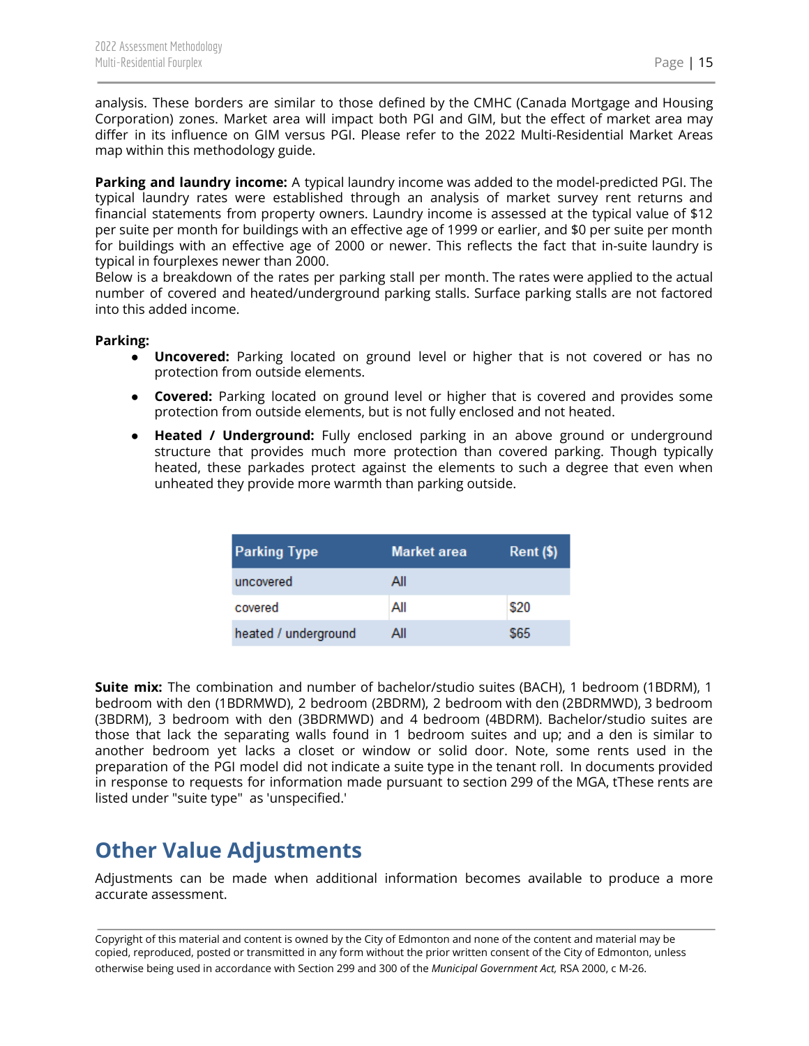analysis. These borders are similar to those defined by the CMHC (Canada Mortgage and Housing Corporation) zones. Market area will impact both PGI and GIM, but the effect of market area may differ in its influence on GIM versus PGI. Please refer to the 2022 Multi-Residential Market Areas map within this methodology guide.

**Parking and laundry income:** A typical laundry income was added to the model-predicted PGI. The typical laundry rates were established through an analysis of market survey rent returns and financial statements from property owners. Laundry income is assessed at the typical value of $12 per suite per month for buildings with an effective age of 1999 or earlier, and $0 per suite per month for buildings with an effective age of 2000 or newer. This reflects the fact that in-suite laundry is typical in fourplexes newer than 2000.
Below is a breakdown of the rates per parking stall per month. The rates were applied to the actual number of covered and heated/underground parking stalls. Surface parking stalls are not factored into this added income.

**Parking:**

- **Uncovered:** Parking located on ground level or higher that is not covered or has no protection from outside elements.
- **Covered:** Parking located on ground level or higher that is covered and provides some protection from outside elements, but is not fully enclosed and not heated.
- **Heated / Underground:** Fully enclosed parking in an above ground or underground structure that provides much more protection than covered parking. Though typically heated, these parkades protect against the elements to such a degree that even when unheated they provide more warmth than parking outside.

| Parking Type | Market area | Rent ($) |
|---|---|---|
| uncovered | All | |
| covered | All | $20 |
| heated / underground | All | $65 |

**Suite mix:** The combination and number of bachelor/studio suites (BACH), 1 bedroom (1BDRM), 1 bedroom with den (1BDRMWD), 2 bedroom (2BDRM), 2 bedroom with den (2BDRMWD), 3 bedroom (3BDRM), 3 bedroom with den (3BDRMWD) and 4 bedroom (4BDRM). Bachelor/studio suites are those that lack the separating walls found in 1 bedroom suites and up; and a den is similar to another bedroom yet lacks a closet or window or solid door. Note, some rents used in the preparation of the PGI model did not indicate a suite type in the tenant roll. In documents provided in response to requests for information made pursuant to section 299 of the MGA, tThese rents are listed under "suite type" as 'unspecified.'

## Other Value Adjustments

Adjustments can be made when additional information becomes available to produce a more accurate assessment.

Copyright of this material and content is owned by the City of Edmonton and none of the content and material may be copied, reproduced, posted or transmitted in any form without the prior written consent of the City of Edmonton, unless otherwise being used in accordance with Section 299 and 300 of the *Municipal Government Act,* RSA 2000, c M-26.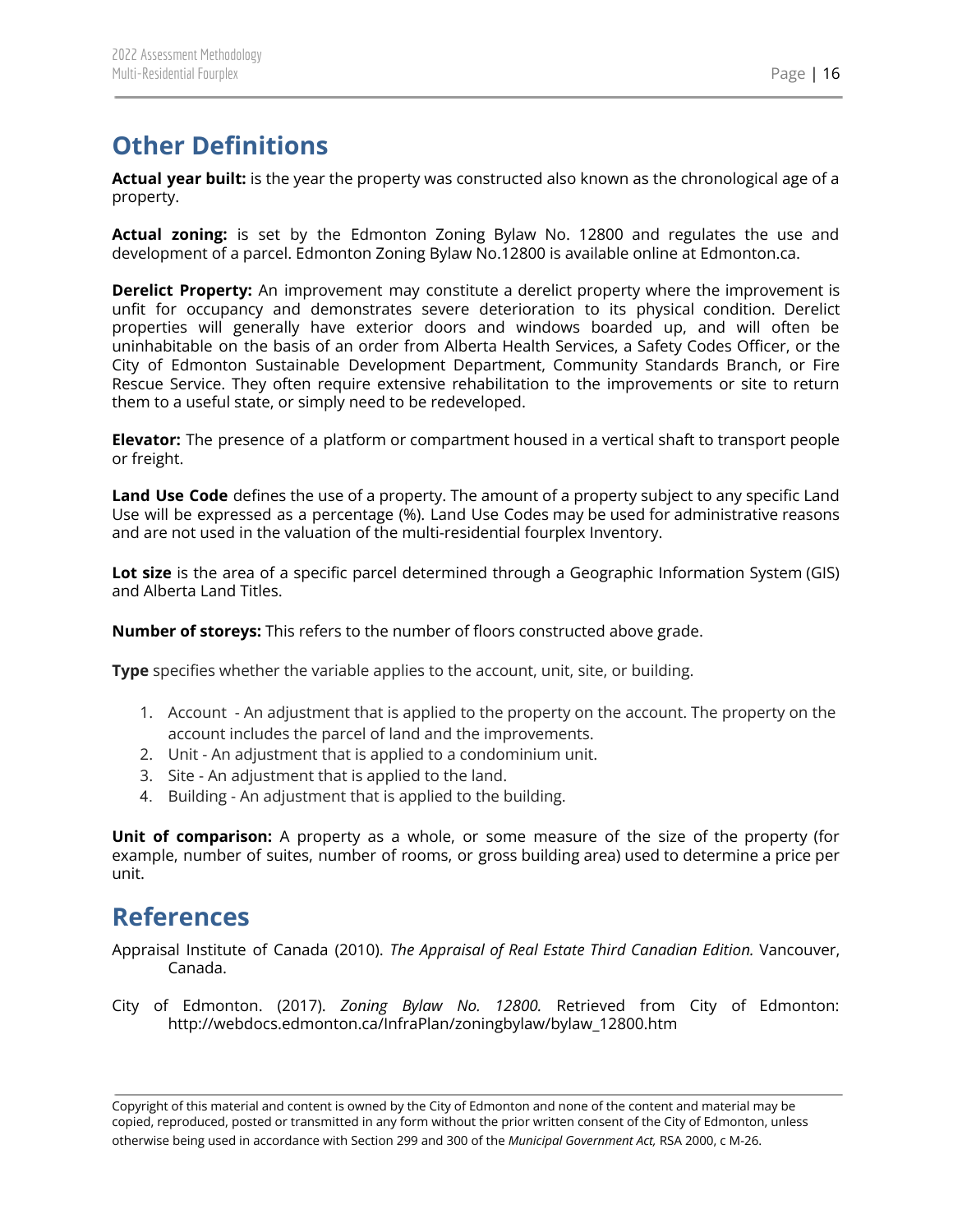## Other Definitions

**Actual year built:** is the year the property was constructed also known as the chronological age of a property.

**Actual zoning:** is set by the Edmonton Zoning Bylaw No. 12800 and regulates the use and development of a parcel. Edmonton Zoning Bylaw No.12800 is available online at Edmonton.ca.

**Derelict Property:** An improvement may constitute a derelict property where the improvement is unfit for occupancy and demonstrates severe deterioration to its physical condition. Derelict properties will generally have exterior doors and windows boarded up, and will often be uninhabitable on the basis of an order from Alberta Health Services, a Safety Codes Officer, or the City of Edmonton Sustainable Development Department, Community Standards Branch, or Fire Rescue Service. They often require extensive rehabilitation to the improvements or site to return them to a useful state, or simply need to be redeveloped.

**Elevator:** The presence of a platform or compartment housed in a vertical shaft to transport people or freight.

**Land Use Code** defines the use of a property. The amount of a property subject to any specific Land Use will be expressed as a percentage (%). Land Use Codes may be used for administrative reasons and are not used in the valuation of the multi-residential fourplex Inventory.

**Lot size** is the area of a specific parcel determined through a Geographic Information System (GIS) and Alberta Land Titles.

**Number of storeys:** This refers to the number of floors constructed above grade.

**Type** specifies whether the variable applies to the account, unit, site, or building.

1. Account - An adjustment that is applied to the property on the account. The property on the account includes the parcel of land and the improvements.
2. Unit - An adjustment that is applied to a condominium unit.
3. Site - An adjustment that is applied to the land.
4. Building - An adjustment that is applied to the building.

**Unit of comparison:** A property as a whole, or some measure of the size of the property (for example, number of suites, number of rooms, or gross building area) used to determine a price per unit.

## References

Appraisal Institute of Canada (2010). *The Appraisal of Real Estate Third Canadian Edition.* Vancouver, Canada.

City of Edmonton. (2017). *Zoning Bylaw No. 12800.* Retrieved from City of Edmonton: http://webdocs.edmonton.ca/InfraPlan/zoningbylaw/bylaw_12800.htm

Copyright of this material and content is owned by the City of Edmonton and none of the content and material may be copied, reproduced, posted or transmitted in any form without the prior written consent of the City of Edmonton, unless otherwise being used in accordance with Section 299 and 300 of the *Municipal Government Act,* RSA 2000, c M-26.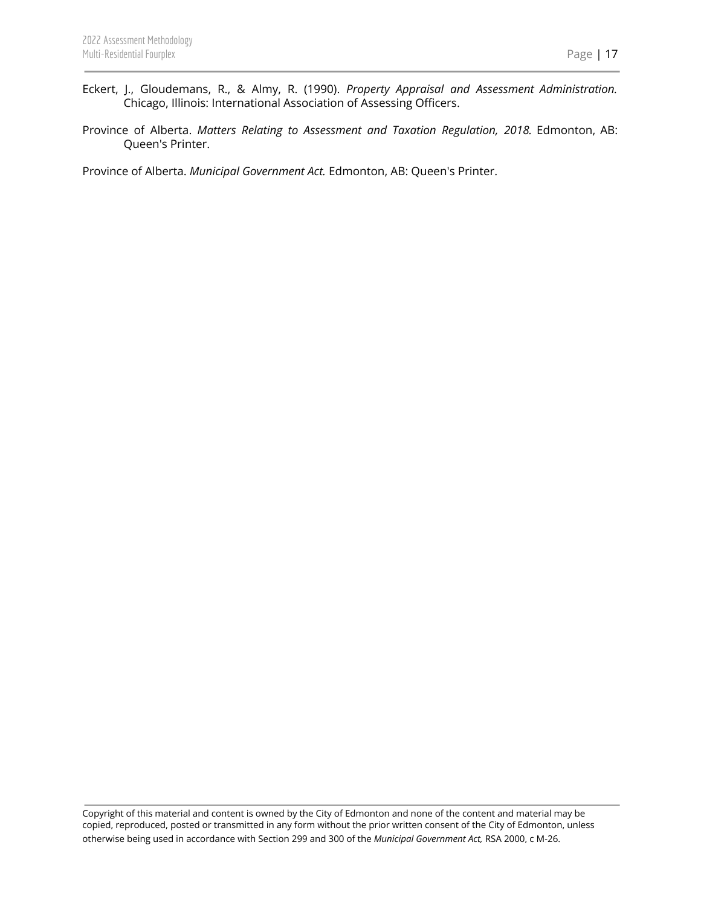Eckert, J., Gloudemans, R., & Almy, R. (1990). *Property Appraisal and Assessment Administration.* Chicago, Illinois: International Association of Assessing Officers.

Province of Alberta. *Matters Relating to Assessment and Taxation Regulation, 2018.* Edmonton, AB: Queen's Printer.

Province of Alberta. *Municipal Government Act.* Edmonton, AB: Queen's Printer.

Copyright of this material and content is owned by the City of Edmonton and none of the content and material may be copied, reproduced, posted or transmitted in any form without the prior written consent of the City of Edmonton, unless otherwise being used in accordance with Section 299 and 300 of the *Municipal Government Act,* RSA 2000, c M-26.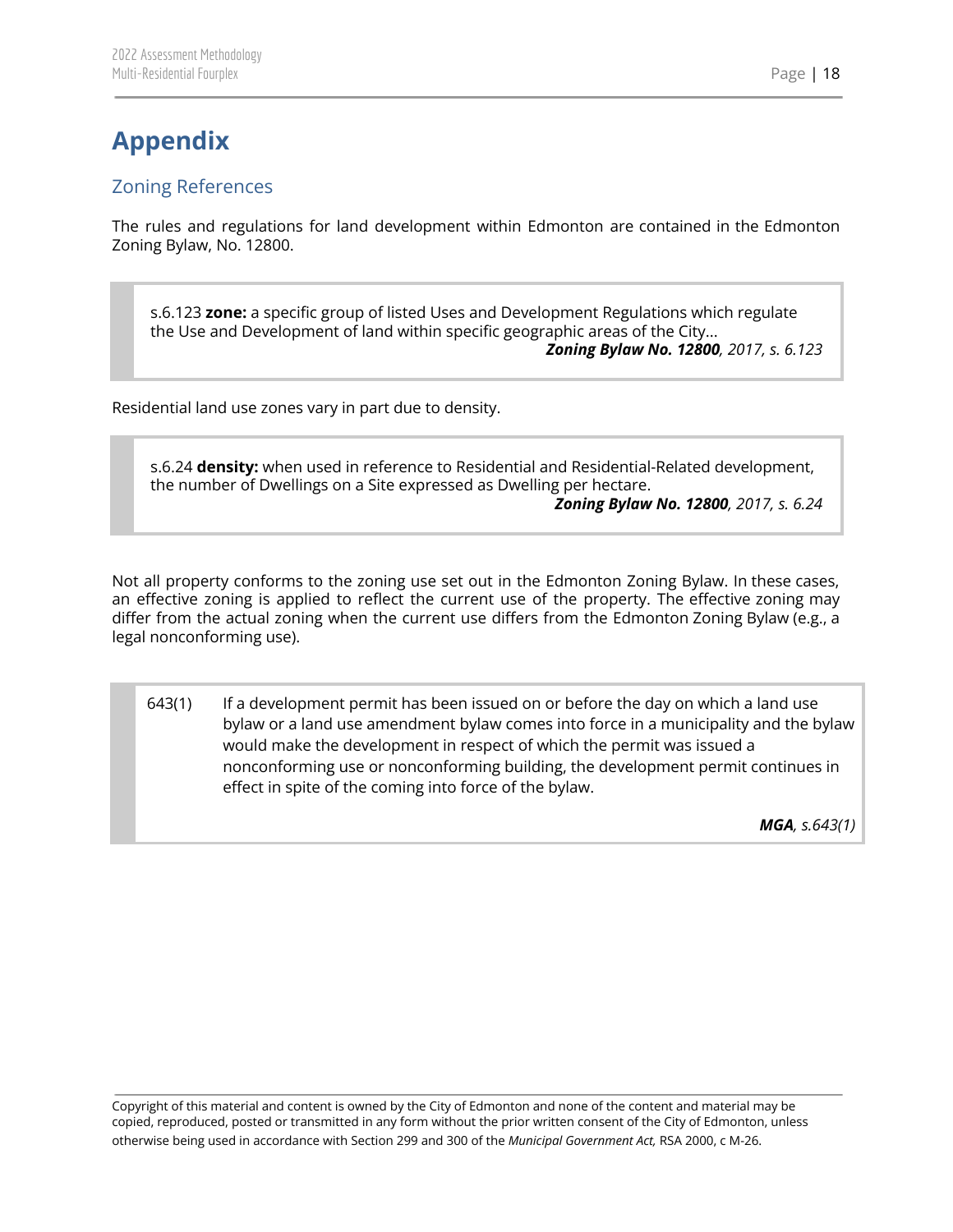# Appendix

## Zoning References

The rules and regulations for land development within Edmonton are contained in the Edmonton Zoning Bylaw, No. 12800.

> s.6.123 **zone:** a specific group of listed Uses and Development Regulations which regulate the Use and Development of land within specific geographic areas of the City…
>
> ***Zoning Bylaw No. 12800****, 2017, s. 6.123*

Residential land use zones vary in part due to density.

> s.6.24 **density:** when used in reference to Residential and Residential-Related development, the number of Dwellings on a Site expressed as Dwelling per hectare.
>
> ***Zoning Bylaw No. 12800****, 2017, s. 6.24*

Not all property conforms to the zoning use set out in the Edmonton Zoning Bylaw. In these cases, an effective zoning is applied to reflect the current use of the property. The effective zoning may differ from the actual zoning when the current use differs from the Edmonton Zoning Bylaw (e.g., a legal nonconforming use).

> 643(1) If a development permit has been issued on or before the day on which a land use bylaw or a land use amendment bylaw comes into force in a municipality and the bylaw would make the development in respect of which the permit was issued a nonconforming use or nonconforming building, the development permit continues in effect in spite of the coming into force of the bylaw.
>
> ***MGA****, s.643(1)*

Copyright of this material and content is owned by the City of Edmonton and none of the content and material may be copied, reproduced, posted or transmitted in any form without the prior written consent of the City of Edmonton, unless otherwise being used in accordance with Section 299 and 300 of the *Municipal Government Act,* RSA 2000, c M-26.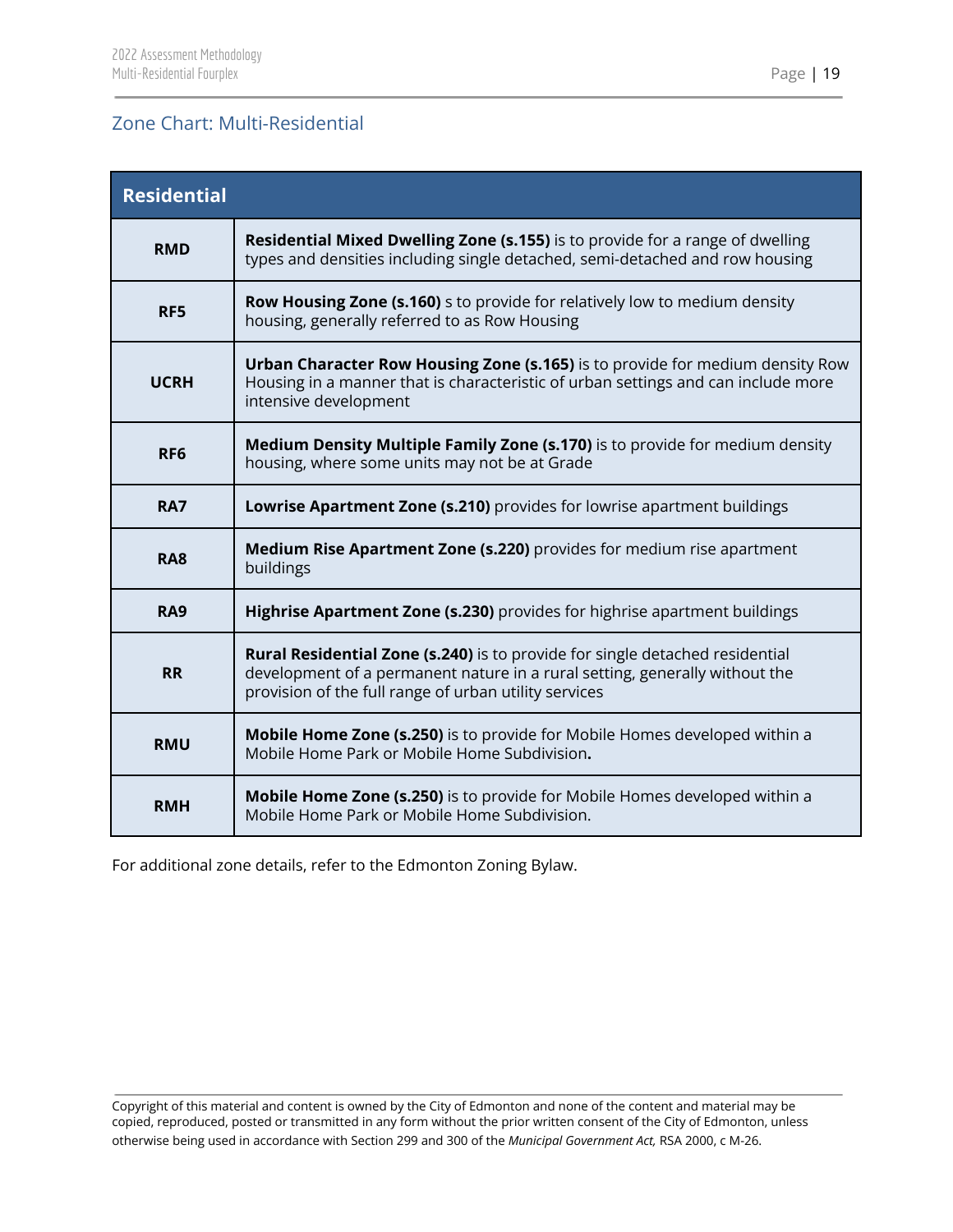## Zone Chart: Multi-Residential

| Residential | |
|---|---|
| **RMD** | **Residential Mixed Dwelling Zone (s.155)** is to provide for a range of dwelling types and densities including single detached, semi-detached and row housing |
| **RF5** | **Row Housing Zone (s.160)** s to provide for relatively low to medium density housing, generally referred to as Row Housing |
| **UCRH** | **Urban Character Row Housing Zone (s.165)** is to provide for medium density Row Housing in a manner that is characteristic of urban settings and can include more intensive development |
| **RF6** | **Medium Density Multiple Family Zone (s.170)** is to provide for medium density housing, where some units may not be at Grade |
| **RA7** | **Lowrise Apartment Zone (s.210)** provides for lowrise apartment buildings |
| **RA8** | **Medium Rise Apartment Zone (s.220)** provides for medium rise apartment buildings |
| **RA9** | **Highrise Apartment Zone (s.230)** provides for highrise apartment buildings |
| **RR** | **Rural Residential Zone (s.240)** is to provide for single detached residential development of a permanent nature in a rural setting, generally without the provision of the full range of urban utility services |
| **RMU** | **Mobile Home Zone (s.250)** is to provide for Mobile Homes developed within a Mobile Home Park or Mobile Home Subdivision**.** |
| **RMH** | **Mobile Home Zone (s.250)** is to provide for Mobile Homes developed within a Mobile Home Park or Mobile Home Subdivision. |

For additional zone details, refer to the Edmonton Zoning Bylaw.

Copyright of this material and content is owned by the City of Edmonton and none of the content and material may be copied, reproduced, posted or transmitted in any form without the prior written consent of the City of Edmonton, unless otherwise being used in accordance with Section 299 and 300 of the *Municipal Government Act,* RSA 2000, c M-26.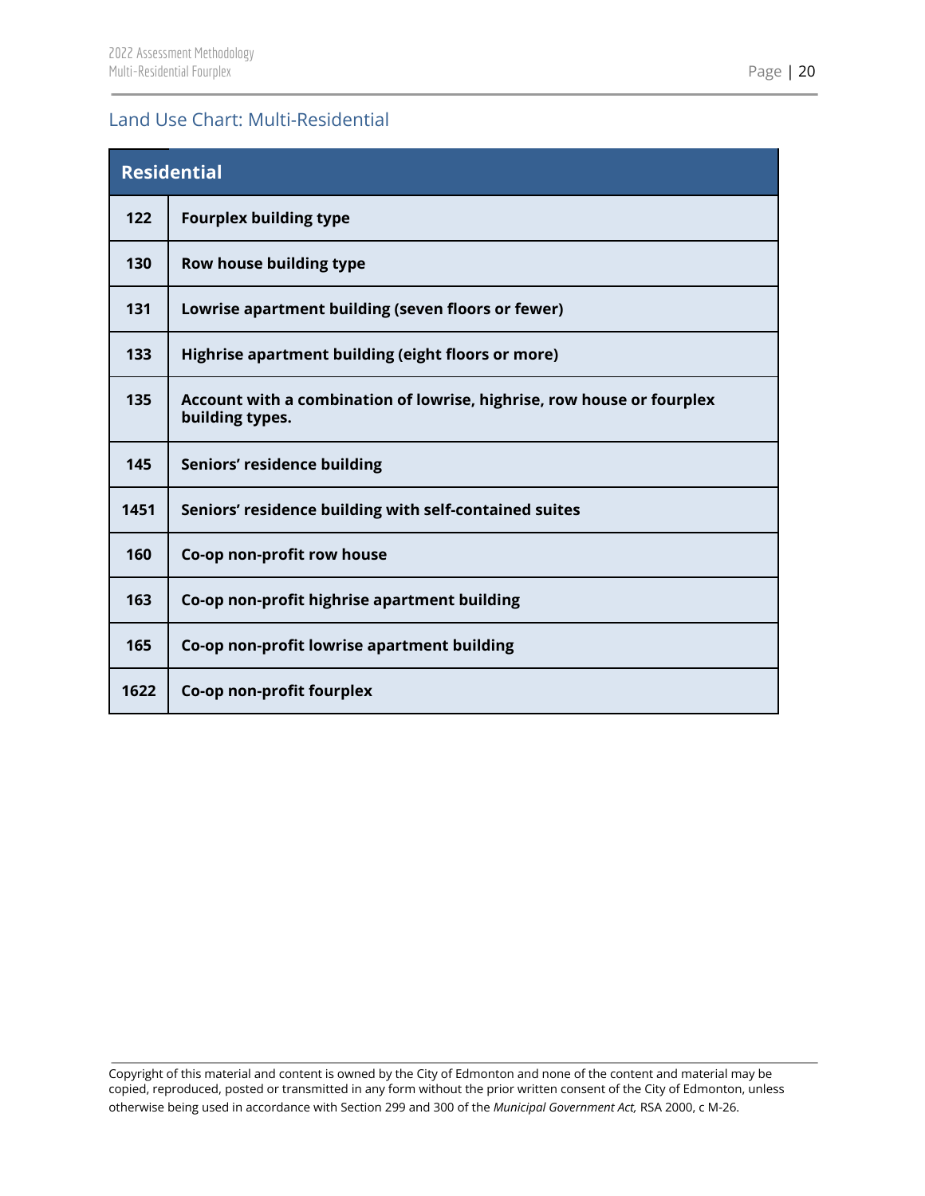## Land Use Chart: Multi-Residential

| Residential | |
|---|---|
| **122** | **Fourplex building type** |
| **130** | **Row house building type** |
| **131** | **Lowrise apartment building (seven floors or fewer)** |
| **133** | **Highrise apartment building (eight floors or more)** |
| **135** | **Account with a combination of lowrise, highrise, row house or fourplex building types.** |
| **145** | **Seniors' residence building** |
| **1451** | **Seniors' residence building with self-contained suites** |
| **160** | **Co-op non-profit row house** |
| **163** | **Co-op non-profit highrise apartment building** |
| **165** | **Co-op non-profit lowrise apartment building** |
| **1622** | **Co-op non-profit fourplex** |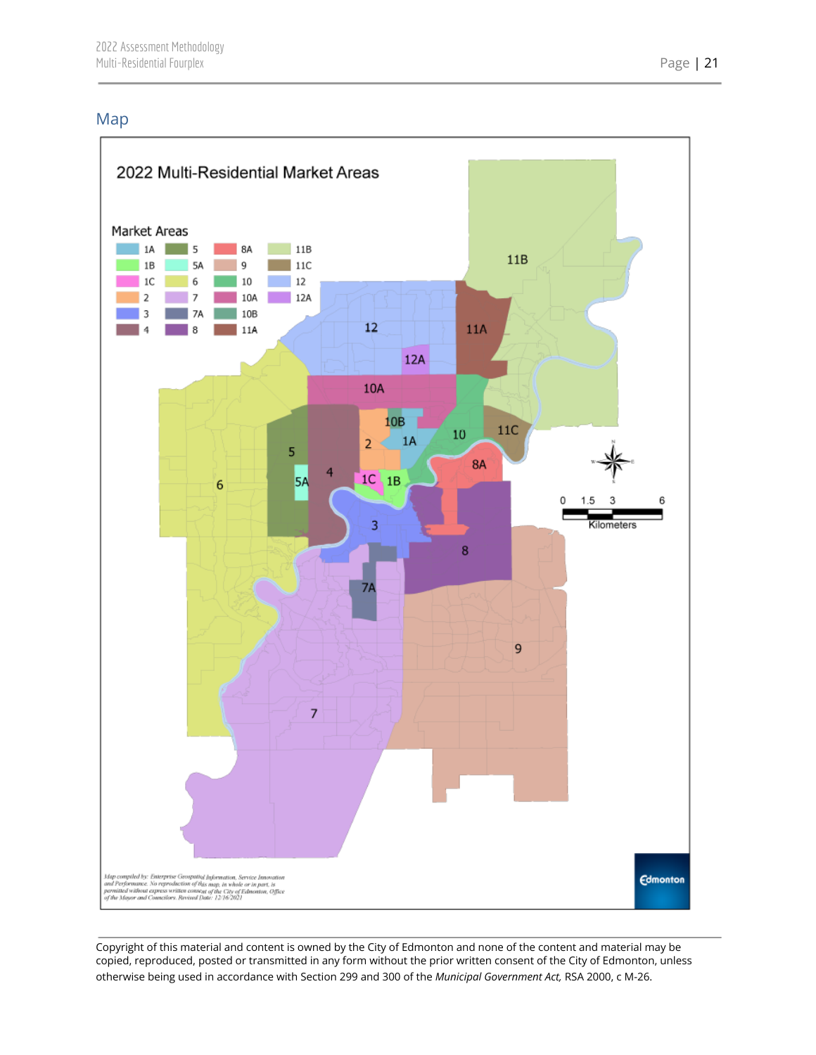## Map

2022 Multi-Residential Market Areas

Market Areas

| | | | | |
|---|---|---|---|---|
| 1A | 5 | 8A | 11B | |
| 1B | 5A | 9 | 11C | |
| 1C | 6 | 10 | 12 | |
| 2 | 7 | 10A | 12A | |
| 3 | 7A | 10B | | |
| 4 | 8 | 11A | | |

0 1.5 3 6
Kilometers

Map compiled by: Enterprise Geospatial Information, Service Innovation and Performance. No reproduction of this map, in whole or in part, is permitted without express written consent of the City of Edmonton, Office of the Mayor and Councilors. Revised Date: 12/16/2021

Edmonton

---

Copyright of this material and content is owned by the City of Edmonton and none of the content and material may be copied, reproduced, posted or transmitted in any form without the prior written consent of the City of Edmonton, unless otherwise being used in accordance with Section 299 and 300 of the *Municipal Government Act,* RSA 2000, c M-26.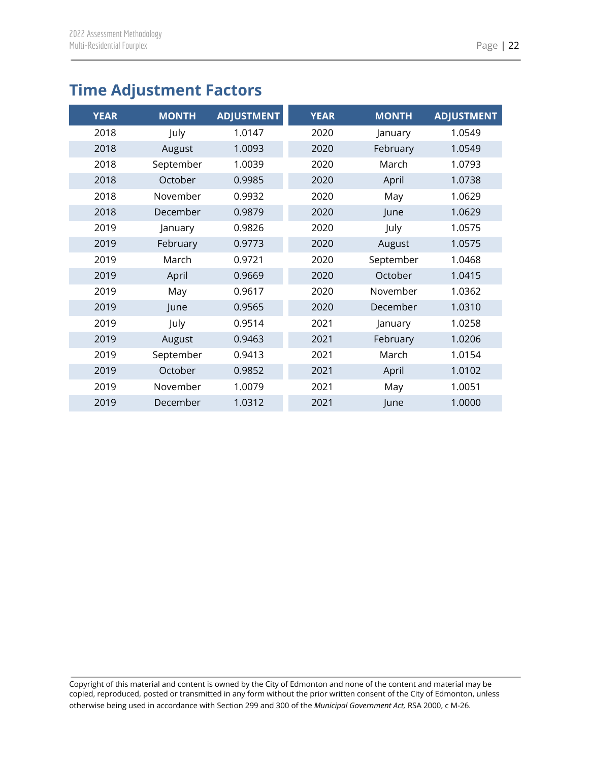## Time Adjustment Factors

| YEAR | MONTH | ADJUSTMENT | YEAR | MONTH | ADJUSTMENT |
|---|---|---|---|---|---|
| 2018 | July | 1.0147 | 2020 | January | 1.0549 |
| 2018 | August | 1.0093 | 2020 | February | 1.0549 |
| 2018 | September | 1.0039 | 2020 | March | 1.0793 |
| 2018 | October | 0.9985 | 2020 | April | 1.0738 |
| 2018 | November | 0.9932 | 2020 | May | 1.0629 |
| 2018 | December | 0.9879 | 2020 | June | 1.0629 |
| 2019 | January | 0.9826 | 2020 | July | 1.0575 |
| 2019 | February | 0.9773 | 2020 | August | 1.0575 |
| 2019 | March | 0.9721 | 2020 | September | 1.0468 |
| 2019 | April | 0.9669 | 2020 | October | 1.0415 |
| 2019 | May | 0.9617 | 2020 | November | 1.0362 |
| 2019 | June | 0.9565 | 2020 | December | 1.0310 |
| 2019 | July | 0.9514 | 2021 | January | 1.0258 |
| 2019 | August | 0.9463 | 2021 | February | 1.0206 |
| 2019 | September | 0.9413 | 2021 | March | 1.0154 |
| 2019 | October | 0.9852 | 2021 | April | 1.0102 |
| 2019 | November | 1.0079 | 2021 | May | 1.0051 |
| 2019 | December | 1.0312 | 2021 | June | 1.0000 |

Copyright of this material and content is owned by the City of Edmonton and none of the content and material may be copied, reproduced, posted or transmitted in any form without the prior written consent of the City of Edmonton, unless otherwise being used in accordance with Section 299 and 300 of the *Municipal Government Act,* RSA 2000, c M-26.